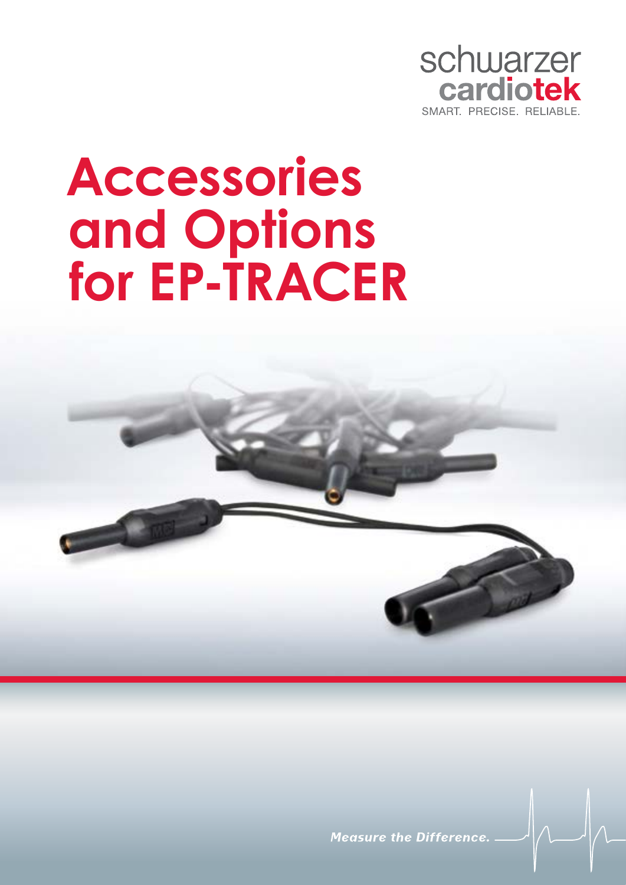schwarzer
cardiotek
SMART. PRECISE. RELIABLE.

# Accessories and Options for EP-TRACER

*Measure the Difference.*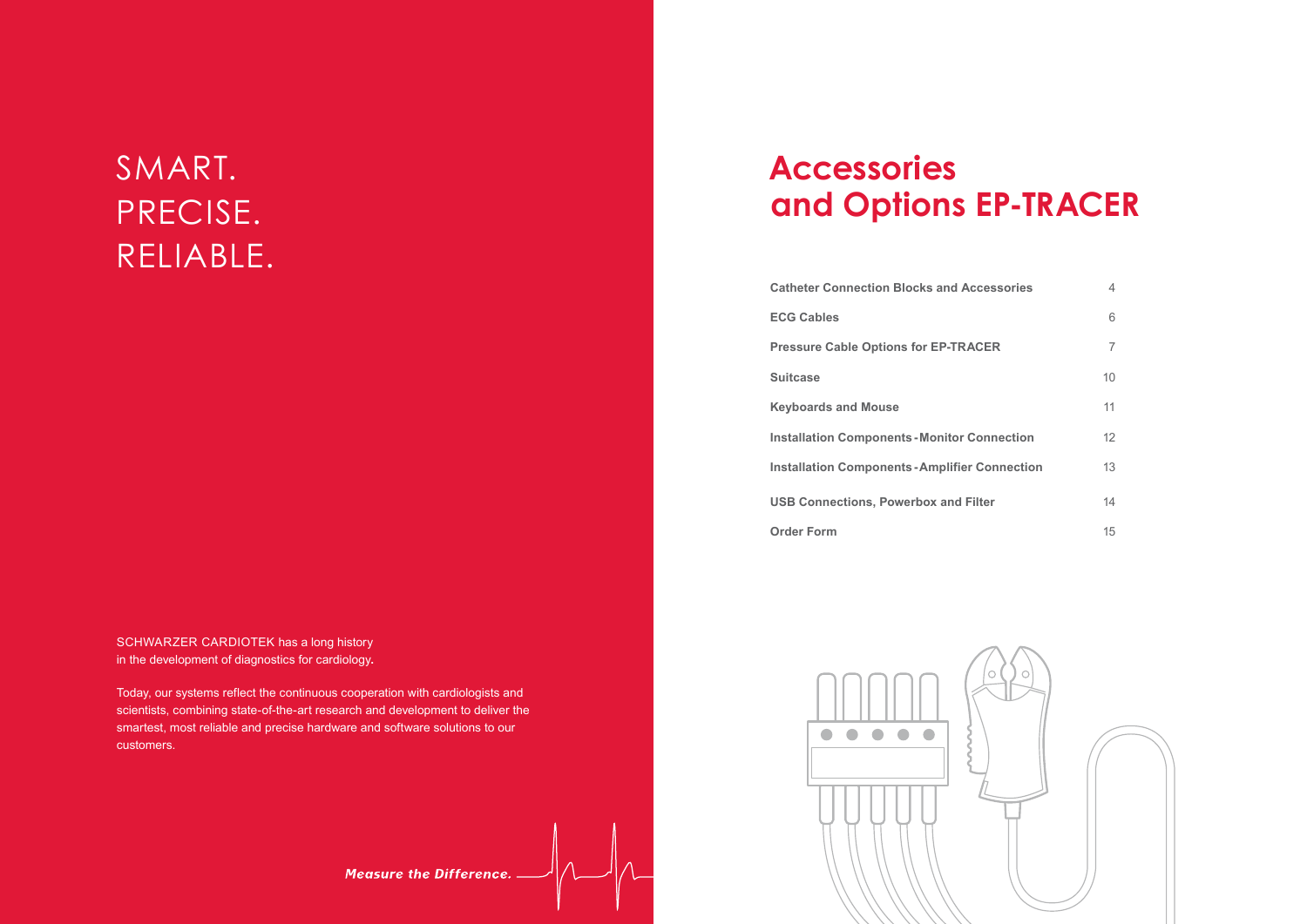SMART.
PRECISE.
RELIABLE.

SCHWARZER CARDIOTEK has a long history in the development of diagnostics for cardiology.

Today, our systems reflect the continuous cooperation with cardiologists and scientists, combining state-of-the-art research and development to deliver the smartest, most reliable and precise hardware and software solutions to our customers.

*Measure the Difference.*

# Accessories and Options EP-TRACER

| | |
|---|---|
| **Catheter Connection Blocks and Accessories** | 4 |
| **ECG Cables** | 6 |
| **Pressure Cable Options for EP-TRACER** | 7 |
| **Suitcase** | 10 |
| **Keyboards and Mouse** | 11 |
| **Installation Components - Monitor Connection** | 12 |
| **Installation Components - Amplifier Connection** | 13 |
| **USB Connections, Powerbox and Filter** | 14 |
| **Order Form** | 15 |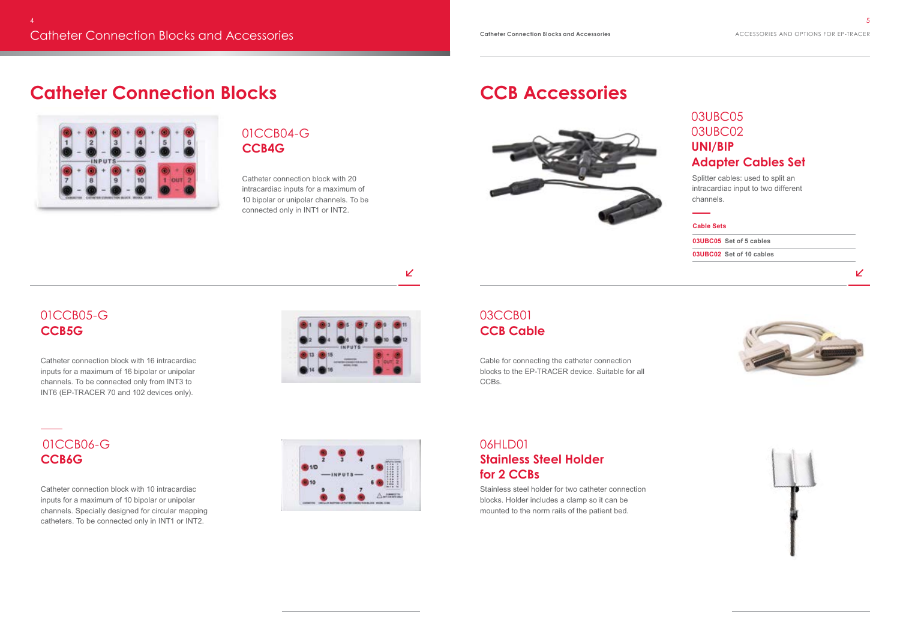# Catheter Connection Blocks and Accessories

## Catheter Connection Blocks

### 01CCB04-G
### CCB4G

Catheter connection block with 20 intracardiac inputs for a maximum of 10 bipolar or unipolar channels. To be connected only in INT1 or INT2.

### 01CCB05-G
### CCB5G

Catheter connection block with 16 intracardiac inputs for a maximum of 16 bipolar or unipolar channels. To be connected only from INT3 to INT6 (EP-TRACER 70 and 102 devices only).

### 01CCB06-G
### CCB6G

Catheter connection block with 10 intracardiac inputs for a maximum of 10 bipolar or unipolar channels. Specially designed for circular mapping catheters. To be connected only in INT1 or INT2.

## CCB Accessories

### 03UBC05
### 03UBC02
### UNI/BIP Adapter Cables Set

Splitter cables: used to split an intracardiac input to two different channels.

| Cable Sets | |
|---|---|
| 03UBC05 | Set of 5 cables |
| 03UBC02 | Set of 10 cables |

### 03CCB01
### CCB Cable

Cable for connecting the catheter connection blocks to the EP-TRACER device. Suitable for all CCBs.

### 06HLD01
### Stainless Steel Holder for 2 CCBs

Stainless steel holder for two catheter connection blocks. Holder includes a clamp so it can be mounted to the norm rails of the patient bed.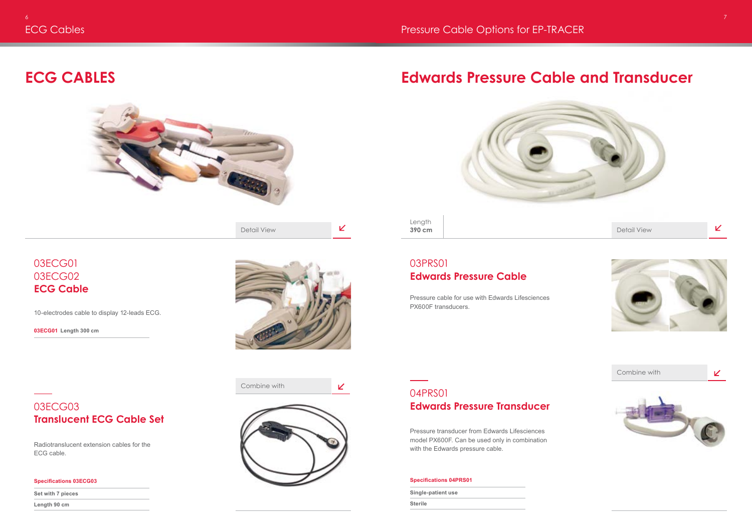# ECG CABLES

Detail View

## 03ECG01
## 03ECG02
## ECG Cable

10-electrodes cable to display 12-leads ECG.

**03ECG01** Length 300 cm

Combine with

## 03ECG03
## Translucent ECG Cable Set

Radiotranslucent extension cables for the ECG cable.

**Specifications 03ECG03**

Set with 7 pieces

Length 90 cm

# Edwards Pressure Cable and Transducer

Length
**390 cm**

Detail View

## 03PRS01
## Edwards Pressure Cable

Pressure cable for use with Edwards Lifesciences PX600F transducers.

Combine with

## 04PRS01
## Edwards Pressure Transducer

Pressure transducer from Edwards Lifesciences model PX600F. Can be used only in combination with the Edwards pressure cable.

**Specifications 04PRS01**

Single-patient use

Sterile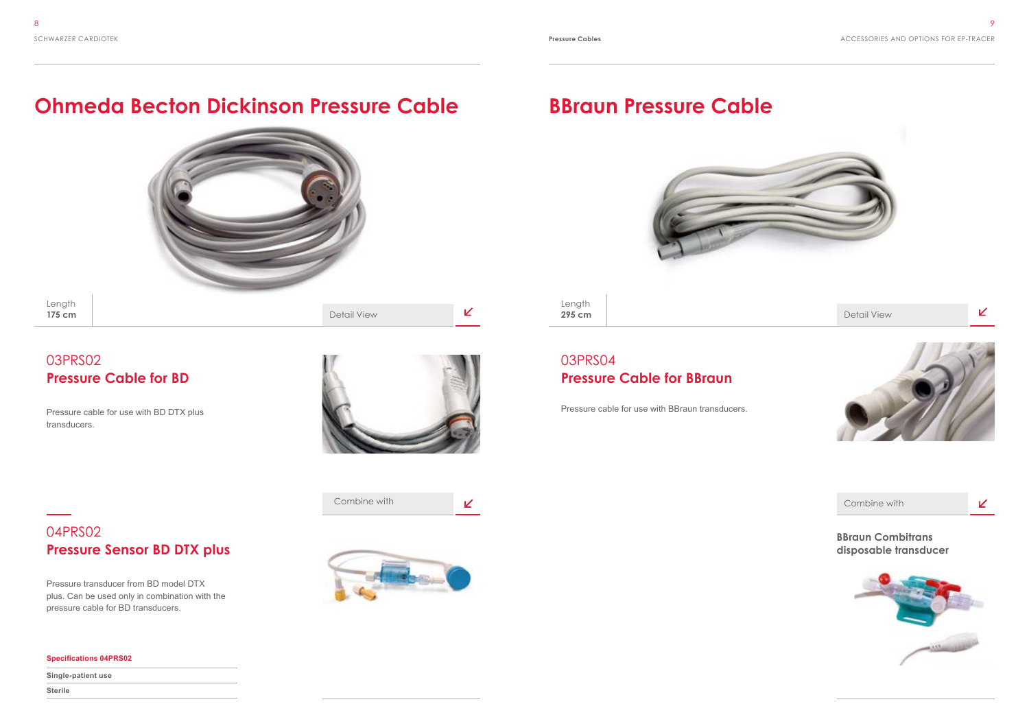# Ohmeda Becton Dickinson Pressure Cable

Length
**175 cm**

Detail View

## 03PRS02
## Pressure Cable for BD

Pressure cable for use with BD DTX plus transducers.

Combine with

## 04PRS02
## Pressure Sensor BD DTX plus

Pressure transducer from BD model DTX plus. Can be used only in combination with the pressure cable for BD transducers.

| Specifications 04PRS02 |
| --- |
| Single-patient use |
| Sterile |

# BBraun Pressure Cable

Length
**295 cm**

Detail View

## 03PRS04
## Pressure Cable for BBraun

Pressure cable for use with BBraun transducers.

Combine with

**BBraun Combitrans disposable transducer**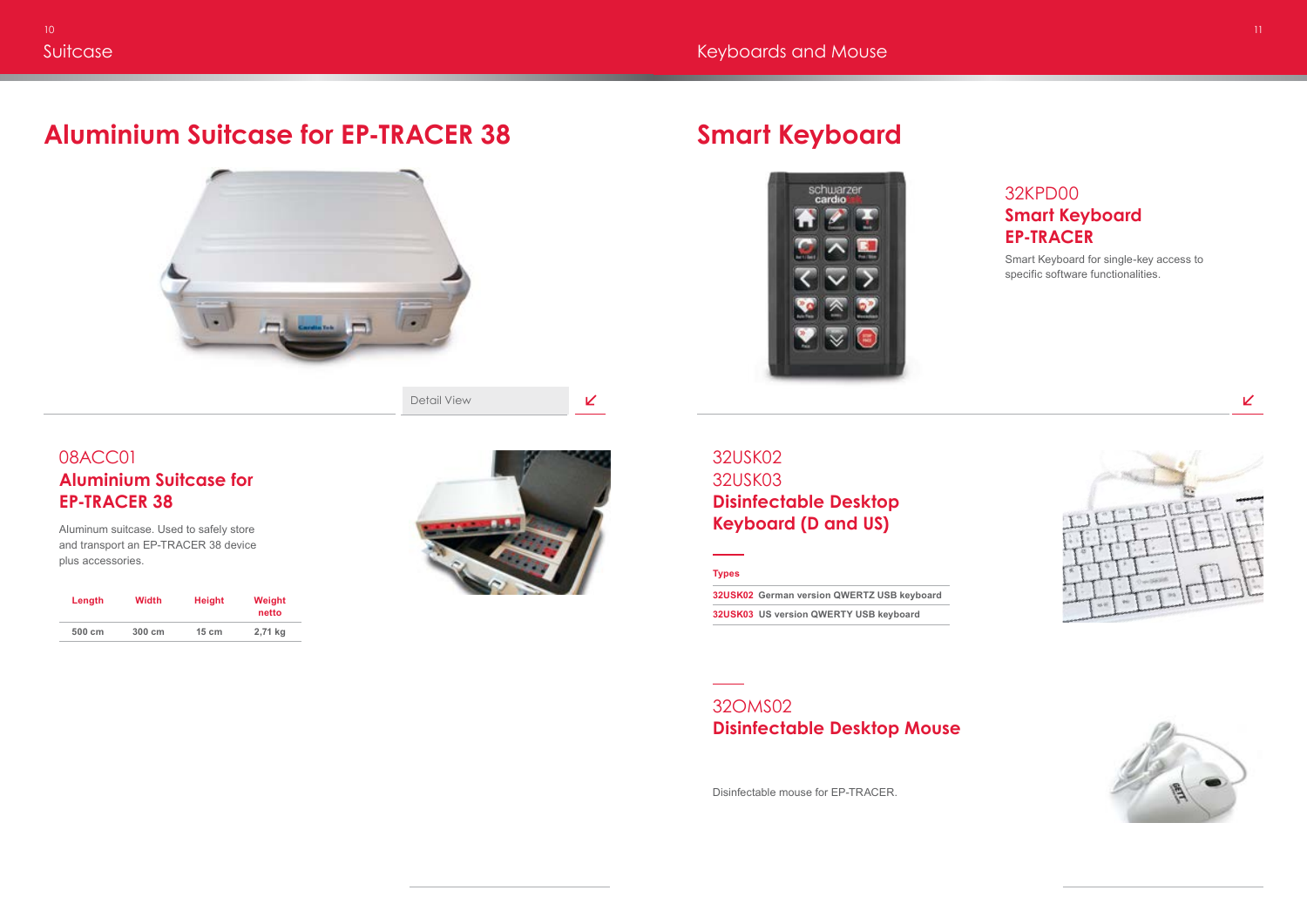# Aluminium Suitcase for EP-TRACER 38

Detail View

## 08ACC01
### Aluminium Suitcase for EP-TRACER 38

Aluminum suitcase. Used to safely store and transport an EP-TRACER 38 device plus accessories.

| Length | Width | Height | Weight netto |
|---|---|---|---|
| 500 cm | 300 cm | 15 cm | 2,71 kg |

# Smart Keyboard

## 32KPD00
### Smart Keyboard EP-TRACER

Smart Keyboard for single-key access to specific software functionalities.

## 32USK02
## 32USK03
### Disinfectable Desktop Keyboard (D and US)

**Types**

| | |
|---|---|
| **32USK02** | German version QWERTZ USB keyboard |
| **32USK03** | US version QWERTY USB keyboard |

## 32OMS02
### Disinfectable Desktop Mouse

Disinfectable mouse for EP-TRACER.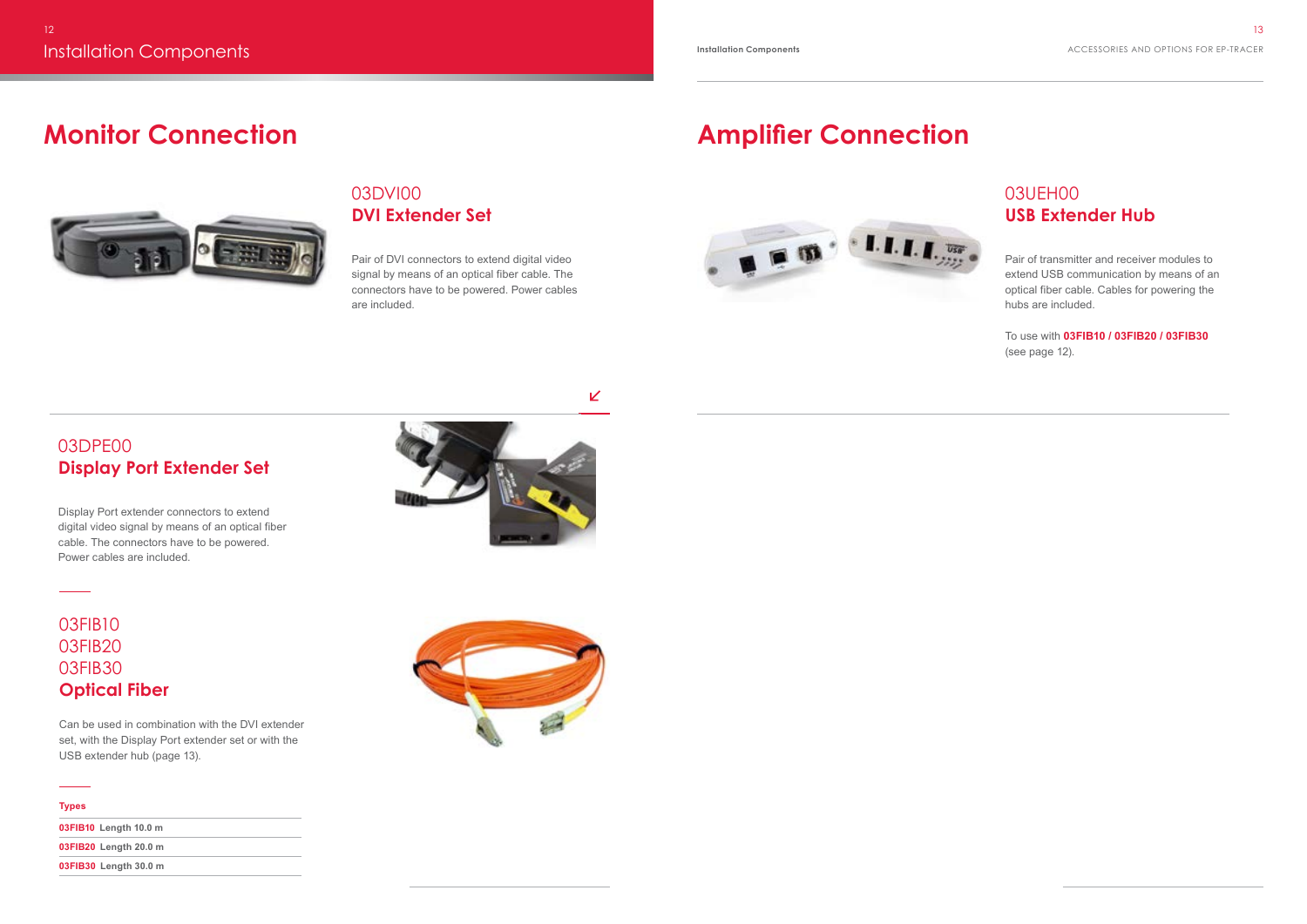# Monitor Connection

## 03DVI00
### DVI Extender Set

Pair of DVI connectors to extend digital video signal by means of an optical fiber cable. The connectors have to be powered. Power cables are included.

## 03DPE00
### Display Port Extender Set

Display Port extender connectors to extend digital video signal by means of an optical fiber cable. The connectors have to be powered. Power cables are included.

## 03FIB10
## 03FIB20
## 03FIB30
### Optical Fiber

Can be used in combination with the DVI extender set, with the Display Port extender set or with the USB extender hub (page 13).

| Types | |
|---|---|
| **03FIB10** | Length 10.0 m |
| **03FIB20** | Length 20.0 m |
| **03FIB30** | Length 30.0 m |

# Amplifier Connection

## 03UEH00
### USB Extender Hub

Pair of transmitter and receiver modules to extend USB communication by means of an optical fiber cable. Cables for powering the hubs are included.

To use with **03FIB10 / 03FIB20 / 03FIB30** (see page 12).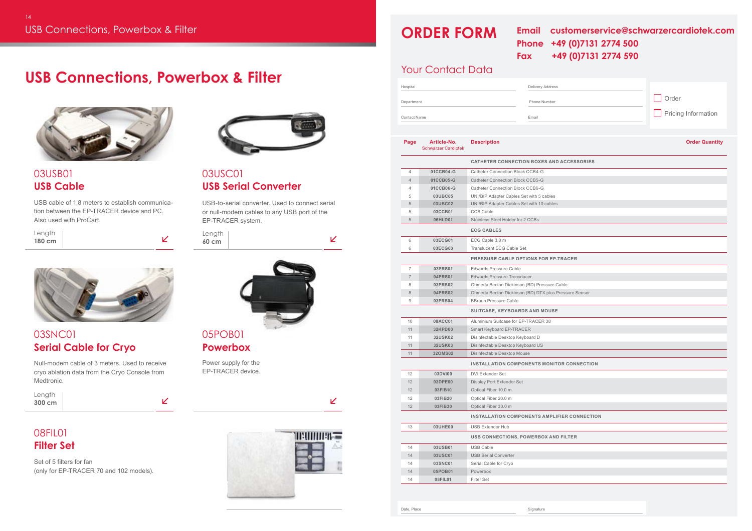# USB Connections, Powerbox & Filter

## 03USB01
### USB Cable

USB cable of 1.8 meters to establish communication between the EP-TRACER device and PC. Also used with ProCart.

Length
**180 cm**

## 03USC01
### USB Serial Converter

USB-to-serial converter. Used to connect serial or null-modem cables to any USB port of the EP-TRACER system.

Length
**60 cm**

## 03SNC01
### Serial Cable for Cryo

Null-modem cable of 3 meters. Used to receive cryo ablation data from the Cryo Console from Medtronic.

Length
**300 cm**

## 05POB01
### Powerbox

Power supply for the EP-TRACER device.

## 08FIL01
### Filter Set

Set of 5 filters for fan
(only for EP-TRACER 70 and 102 models).

# ORDER FORM

**Email** customerservice@schwarzercardiotek.com
**Phone** +49 (0)7131 2774 500
**Fax** +49 (0)7131 2774 590

## Your Contact Data

Hospital
Delivery Address
Department
Phone Number
Contact Name
Email

☐ Order
☐ Pricing Information

| Page | Article-No. Schwarzer Cardiotek | Description | Order Quantity |
|---|---|---|---|
| | | **CATHETER CONNECTION BOXES AND ACCESSORIES** | |
| 4 | 01CCB04-G | Catheter Connection Block CCB4-G | |
| 4 | 01CCB05-G | Catheter Connection Block CCB5-G | |
| 4 | 01CCB06-G | Catheter Connection Block CCB6-G | |
| 5 | 03UBC05 | UNI/BIP Adapter Cables Set with 5 cables | |
| 5 | 03UBC02 | UNI/BIP Adapter Cables Set with 10 cables | |
| 5 | 03CCB01 | CCB Cable | |
| 5 | 06HLD01 | Stainless Steel Holder for 2 CCBs | |
| | | **ECG CABLES** | |
| 6 | 03ECG01 | ECG Cable 3.0 m | |
| 6 | 03ECG03 | Translucent ECG Cable Set | |
| | | **PRESSURE CABLE OPTIONS FOR EP-TRACER** | |
| 7 | 03PRS01 | Edwards Pressure Cable | |
| 7 | 04PRS01 | Edwards Pressure Transducer | |
| 8 | 03PRS02 | Ohmeda Becton Dickinson (BD) Pressure Cable | |
| 8 | 04PRS02 | Ohmeda Becton Dickinson (BD) DTX plus Pressure Sensor | |
| 9 | 03PRS04 | BBraun Pressure Cable | |
| | | **SUITCASE, KEYBOARDS AND MOUSE** | |
| 10 | 08ACC01 | Aluminium Suitcase for EP-TRACER 38 | |
| 11 | 32KPD00 | Smart Keyboard EP-TRACER | |
| 11 | 32USK02 | Disinfectable Desktop Keyboard D | |
| 11 | 32USK03 | Disinfectable Desktop Keyboard US | |
| 11 | 32OMS02 | Disinfectable Desktop Mouse | |
| | | **INSTALLATION COMPONENTS MONITOR CONNECTION** | |
| 12 | 03DVI00 | DVI Extender Set | |
| 12 | 03DPE00 | Display Port Extender Set | |
| 12 | 03FIB10 | Optical Fiber 10.0 m | |
| 12 | 03FIB20 | Optical Fiber 20.0 m | |
| 12 | 03FIB30 | Optical Fiber 30.0 m | |
| | | **INSTALLATION COMPONENTS AMPLIFIER CONNECTION** | |
| 13 | 03UHE00 | USB Extender Hub | |
| | | **USB CONNECTIONS, POWERBOX AND FILTER** | |
| 14 | 03USB01 | USB Cable | |
| 14 | 03USC01 | USB Serial Converter | |
| 14 | 03SNC01 | Serial Cable for Cryo | |
| 14 | 05POB01 | Powerbox | |
| 14 | 08FIL01 | Filter Set | |

Date, Place
Signature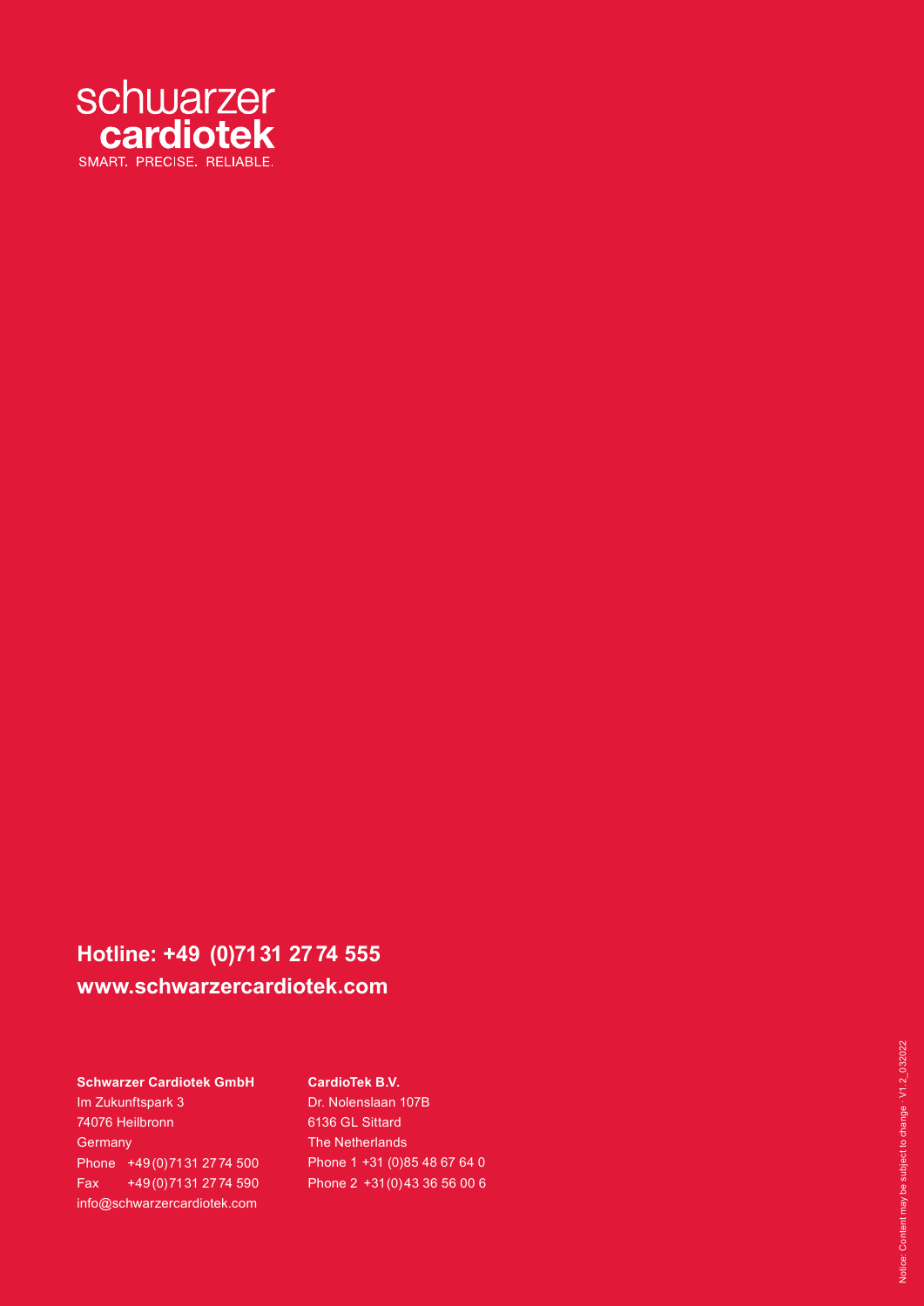schwarzer
**cardiotek**
SMART. PRECISE. RELIABLE.

**Hotline: +49 (0)71 31 27 74 555**
**www.schwarzercardiotek.com**

**Schwarzer Cardiotek GmbH**
Im Zukunftspark 3
74076 Heilbronn
Germany
Phone +49 (0)71 31 27 74 500
Fax +49 (0)71 31 27 74 590
info@schwarzercardiotek.com

**CardioTek B.V.**
Dr. Nolenslaan 107B
6136 GL Sittard
The Netherlands
Phone 1 +31 (0)85 48 67 64 0
Phone 2 +31 (0)43 36 56 00 6

Notice: Content may be subject to change · V1.2_032022